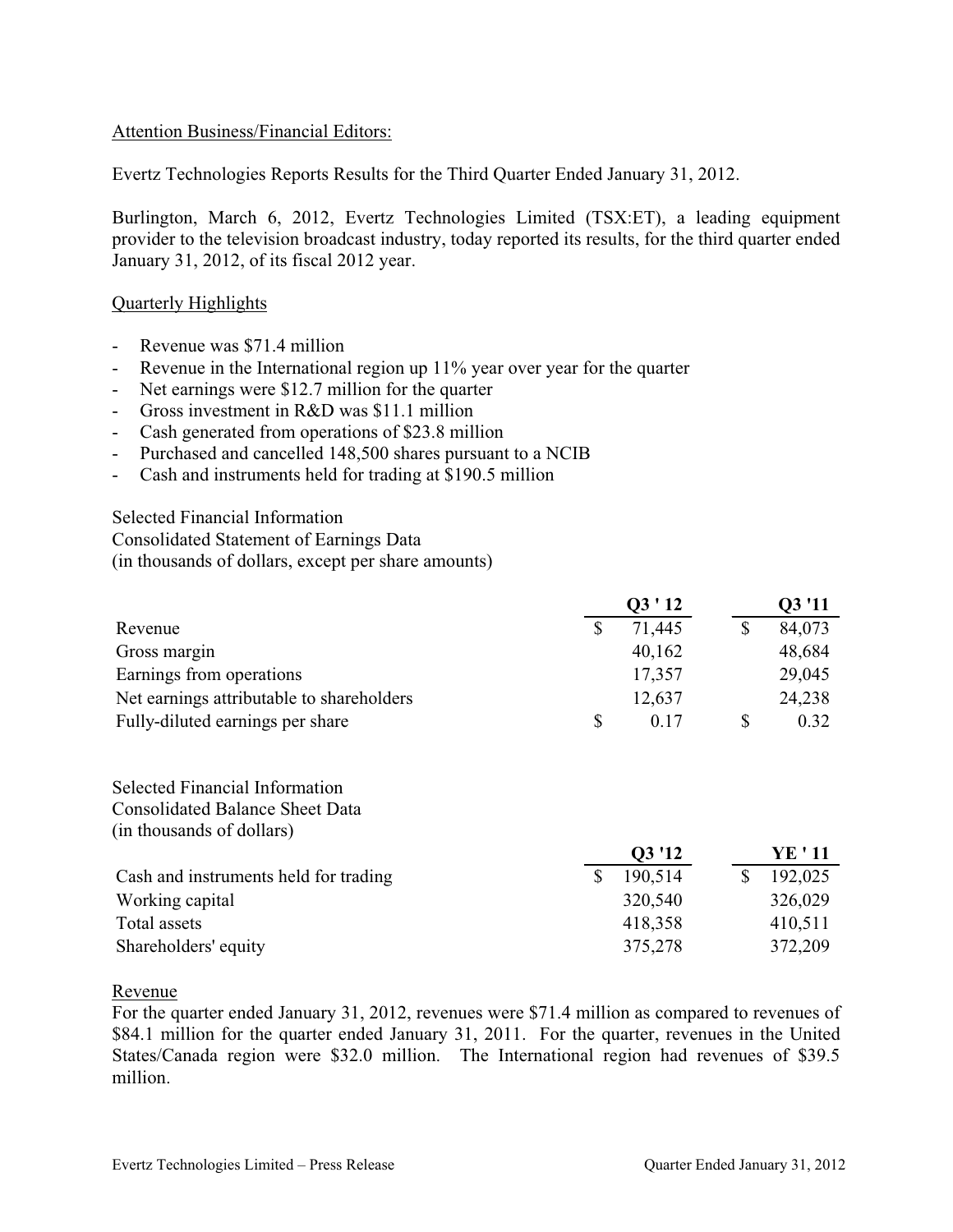Attention Business/Financial Editors:

Evertz Technologies Reports Results for the Third Quarter Ended January 31, 2012.

Burlington, March 6, 2012, Evertz Technologies Limited (TSX:ET), a leading equipment provider to the television broadcast industry, today reported its results, for the third quarter ended January 31, 2012, of its fiscal 2012 year.

## Quarterly Highlights

- Revenue was $71.4 million
- Revenue in the International region up 11% year over year for the quarter
- Net earnings were $12.7 million for the quarter
- Gross investment in R&D was $11.1 million
- Cash generated from operations of $23.8 million
- Purchased and cancelled 148,500 shares pursuant to a NCIB
- Cash and instruments held for trading at $190.5 million

Selected Financial Information
Consolidated Statement of Earnings Data
(in thousands of dollars, except per share amounts)

| | Q3 ' 12 | Q3 '11 |
|---|---|---|
| Revenue | $ 71,445 | $ 84,073 |
| Gross margin | 40,162 | 48,684 |
| Earnings from operations | 17,357 | 29,045 |
| Net earnings attributable to shareholders | 12,637 | 24,238 |
| Fully-diluted earnings per share | $ 0.17 | $ 0.32 |

Selected Financial Information
Consolidated Balance Sheet Data
(in thousands of dollars)

| | Q3 '12 | YE ' 11 |
|---|---|---|
| Cash and instruments held for trading | $ 190,514 | $ 192,025 |
| Working capital | 320,540 | 326,029 |
| Total assets | 418,358 | 410,511 |
| Shareholders' equity | 375,278 | 372,209 |

## Revenue

For the quarter ended January 31, 2012, revenues were $71.4 million as compared to revenues of $84.1 million for the quarter ended January 31, 2011. For the quarter, revenues in the United States/Canada region were $32.0 million. The International region had revenues of $39.5 million.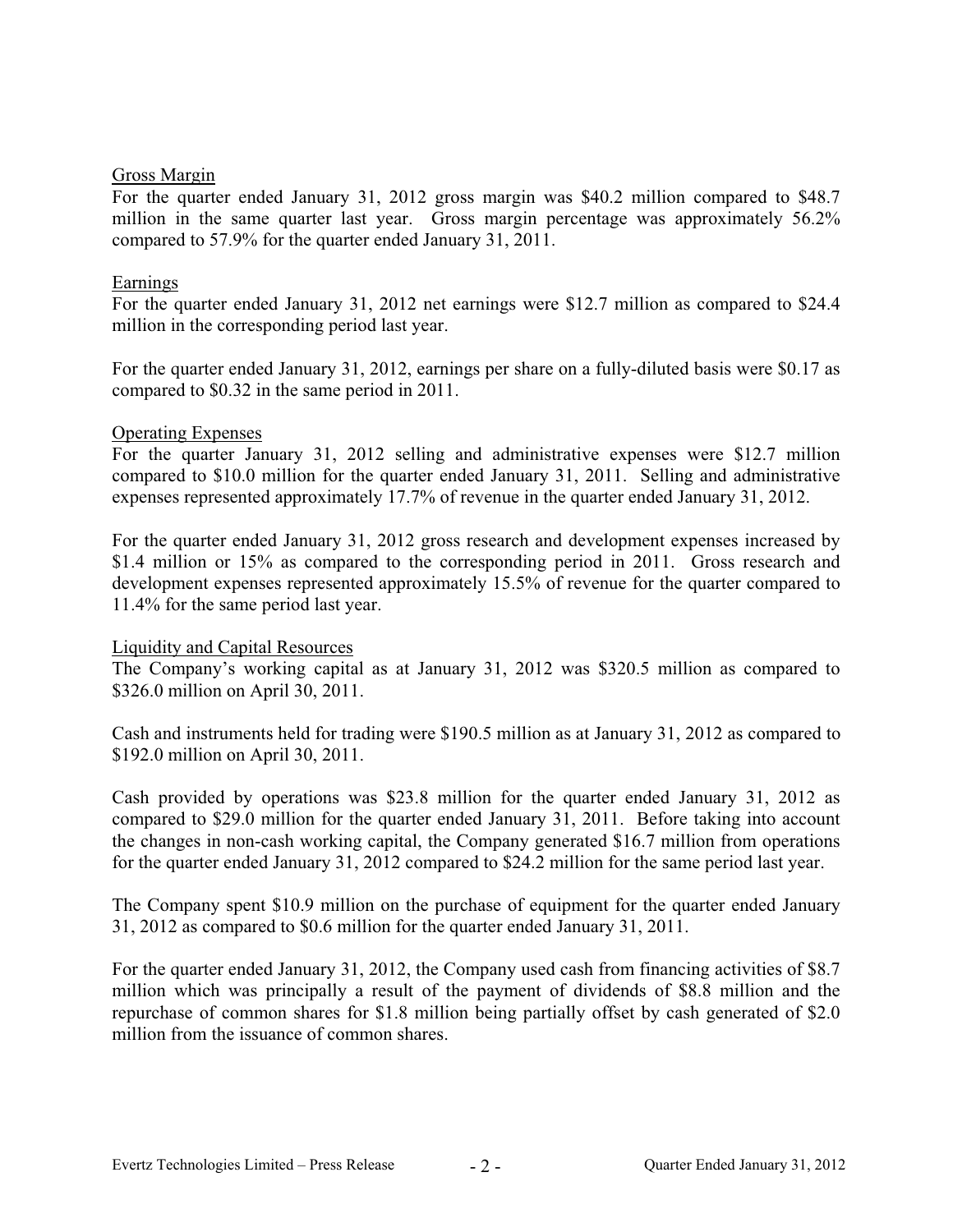## Gross Margin

For the quarter ended January 31, 2012 gross margin was $40.2 million compared to $48.7 million in the same quarter last year. Gross margin percentage was approximately 56.2% compared to 57.9% for the quarter ended January 31, 2011.

## Earnings

For the quarter ended January 31, 2012 net earnings were $12.7 million as compared to $24.4 million in the corresponding period last year.

For the quarter ended January 31, 2012, earnings per share on a fully-diluted basis were $0.17 as compared to $0.32 in the same period in 2011.

## Operating Expenses

For the quarter January 31, 2012 selling and administrative expenses were $12.7 million compared to $10.0 million for the quarter ended January 31, 2011. Selling and administrative expenses represented approximately 17.7% of revenue in the quarter ended January 31, 2012.

For the quarter ended January 31, 2012 gross research and development expenses increased by $1.4 million or 15% as compared to the corresponding period in 2011. Gross research and development expenses represented approximately 15.5% of revenue for the quarter compared to 11.4% for the same period last year.

## Liquidity and Capital Resources

The Company's working capital as at January 31, 2012 was $320.5 million as compared to $326.0 million on April 30, 2011.

Cash and instruments held for trading were $190.5 million as at January 31, 2012 as compared to $192.0 million on April 30, 2011.

Cash provided by operations was $23.8 million for the quarter ended January 31, 2012 as compared to $29.0 million for the quarter ended January 31, 2011. Before taking into account the changes in non-cash working capital, the Company generated $16.7 million from operations for the quarter ended January 31, 2012 compared to $24.2 million for the same period last year.

The Company spent $10.9 million on the purchase of equipment for the quarter ended January 31, 2012 as compared to $0.6 million for the quarter ended January 31, 2011.

For the quarter ended January 31, 2012, the Company used cash from financing activities of $8.7 million which was principally a result of the payment of dividends of $8.8 million and the repurchase of common shares for $1.8 million being partially offset by cash generated of $2.0 million from the issuance of common shares.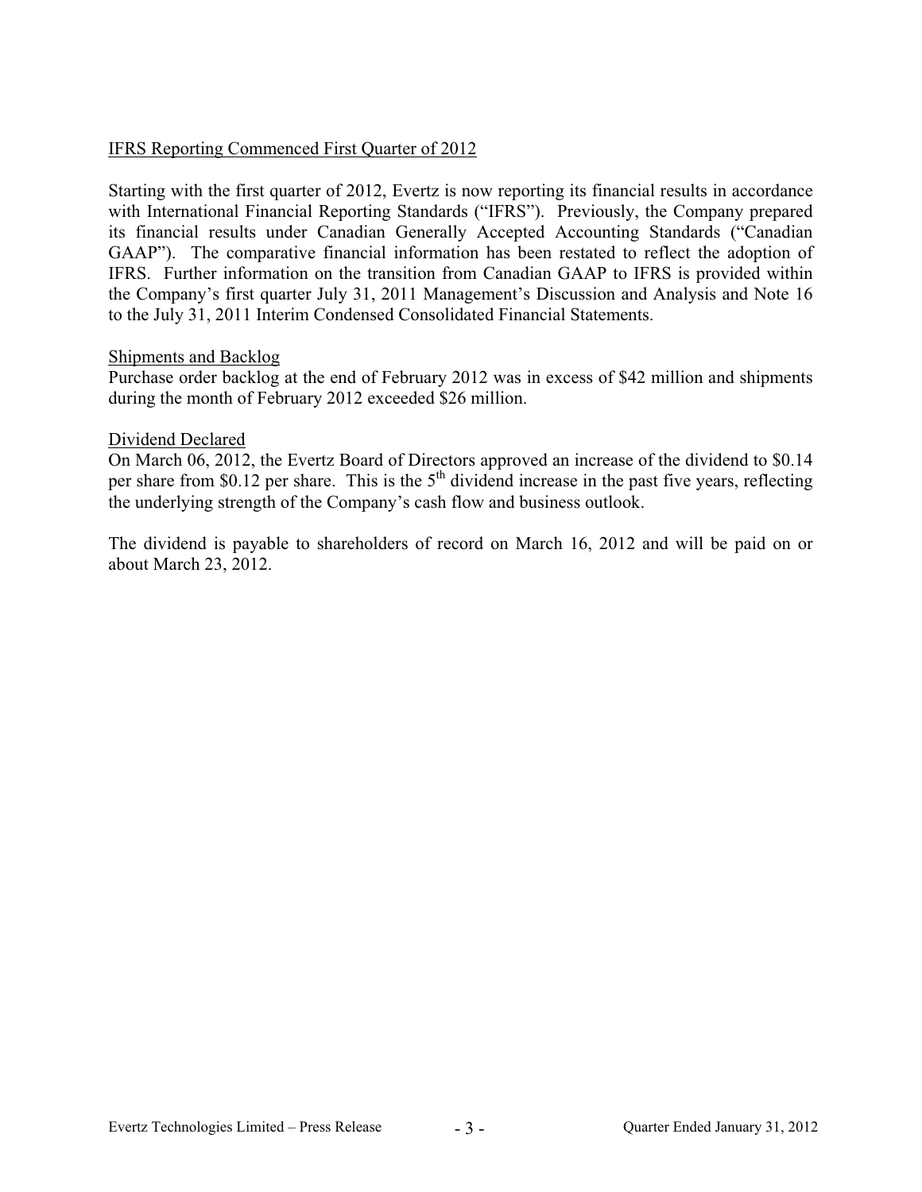IFRS Reporting Commenced First Quarter of 2012

Starting with the first quarter of 2012, Evertz is now reporting its financial results in accordance with International Financial Reporting Standards ("IFRS"). Previously, the Company prepared its financial results under Canadian Generally Accepted Accounting Standards ("Canadian GAAP"). The comparative financial information has been restated to reflect the adoption of IFRS. Further information on the transition from Canadian GAAP to IFRS is provided within the Company's first quarter July 31, 2011 Management's Discussion and Analysis and Note 16 to the July 31, 2011 Interim Condensed Consolidated Financial Statements.

Shipments and Backlog

Purchase order backlog at the end of February 2012 was in excess of $42 million and shipments during the month of February 2012 exceeded $26 million.

Dividend Declared

On March 06, 2012, the Evertz Board of Directors approved an increase of the dividend to $0.14 per share from $0.12 per share. This is the 5th dividend increase in the past five years, reflecting the underlying strength of the Company's cash flow and business outlook.

The dividend is payable to shareholders of record on March 16, 2012 and will be paid on or about March 23, 2012.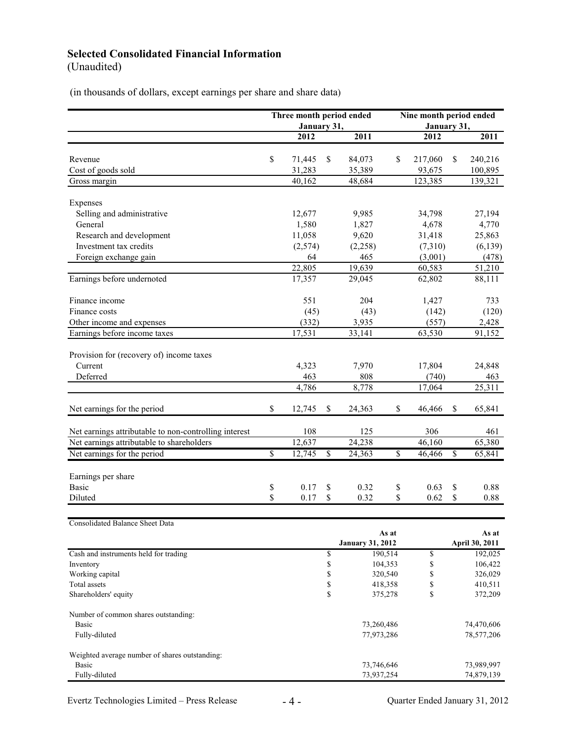# Selected Consolidated Financial Information

(Unaudited)

(in thousands of dollars, except earnings per share and share data)

| | Three month period ended January 31, | | Nine month period ended January 31, | |
|---|---|---|---|---|
| | 2012 | 2011 | 2012 | 2011 |
| Revenue | $ 71,445 | $ 84,073 | $ 217,060 | $ 240,216 |
| Cost of goods sold | 31,283 | 35,389 | 93,675 | 100,895 |
| Gross margin | 40,162 | 48,684 | 123,385 | 139,321 |
| Expenses | | | | |
| Selling and administrative | 12,677 | 9,985 | 34,798 | 27,194 |
| General | 1,580 | 1,827 | 4,678 | 4,770 |
| Research and development | 11,058 | 9,620 | 31,418 | 25,863 |
| Investment tax credits | (2,574) | (2,258) | (7,310) | (6,139) |
| Foreign exchange gain | 64 | 465 | (3,001) | (478) |
| | 22,805 | 19,639 | 60,583 | 51,210 |
| Earnings before undernoted | 17,357 | 29,045 | 62,802 | 88,111 |
| Finance income | 551 | 204 | 1,427 | 733 |
| Finance costs | (45) | (43) | (142) | (120) |
| Other income and expenses | (332) | 3,935 | (557) | 2,428 |
| Earnings before income taxes | 17,531 | 33,141 | 63,530 | 91,152 |
| Provision for (recovery of) income taxes | | | | |
| Current | 4,323 | 7,970 | 17,804 | 24,848 |
| Deferred | 463 | 808 | (740) | 463 |
| | 4,786 | 8,778 | 17,064 | 25,311 |
| Net earnings for the period | $ 12,745 | $ 24,363 | $ 46,466 | $ 65,841 |
| Net earnings attributable to non-controlling interest | 108 | 125 | 306 | 461 |
| Net earnings attributable to shareholders | 12,637 | 24,238 | 46,160 | 65,380 |
| Net earnings for the period | $ 12,745 | $ 24,363 | $ 46,466 | $ 65,841 |
| Earnings per share | | | | |
| Basic | $ 0.17 | $ 0.32 | $ 0.63 | $ 0.88 |
| Diluted | $ 0.17 | $ 0.32 | $ 0.62 | $ 0.88 |

| Consolidated Balance Sheet Data | As at January 31, 2012 | As at April 30, 2011 |
|---|---|---|
| Cash and instruments held for trading | $ 190,514 | $ 192,025 |
| Inventory | $ 104,353 | $ 106,422 |
| Working capital | $ 320,540 | $ 326,029 |
| Total assets | $ 418,358 | $ 410,511 |
| Shareholders' equity | $ 375,278 | $ 372,209 |
| Number of common shares outstanding: | | |
| Basic | 73,260,486 | 74,470,606 |
| Fully-diluted | 77,973,286 | 78,577,206 |
| Weighted average number of shares outstanding: | | |
| Basic | 73,746,646 | 73,989,997 |
| Fully-diluted | 73,937,254 | 74,879,139 |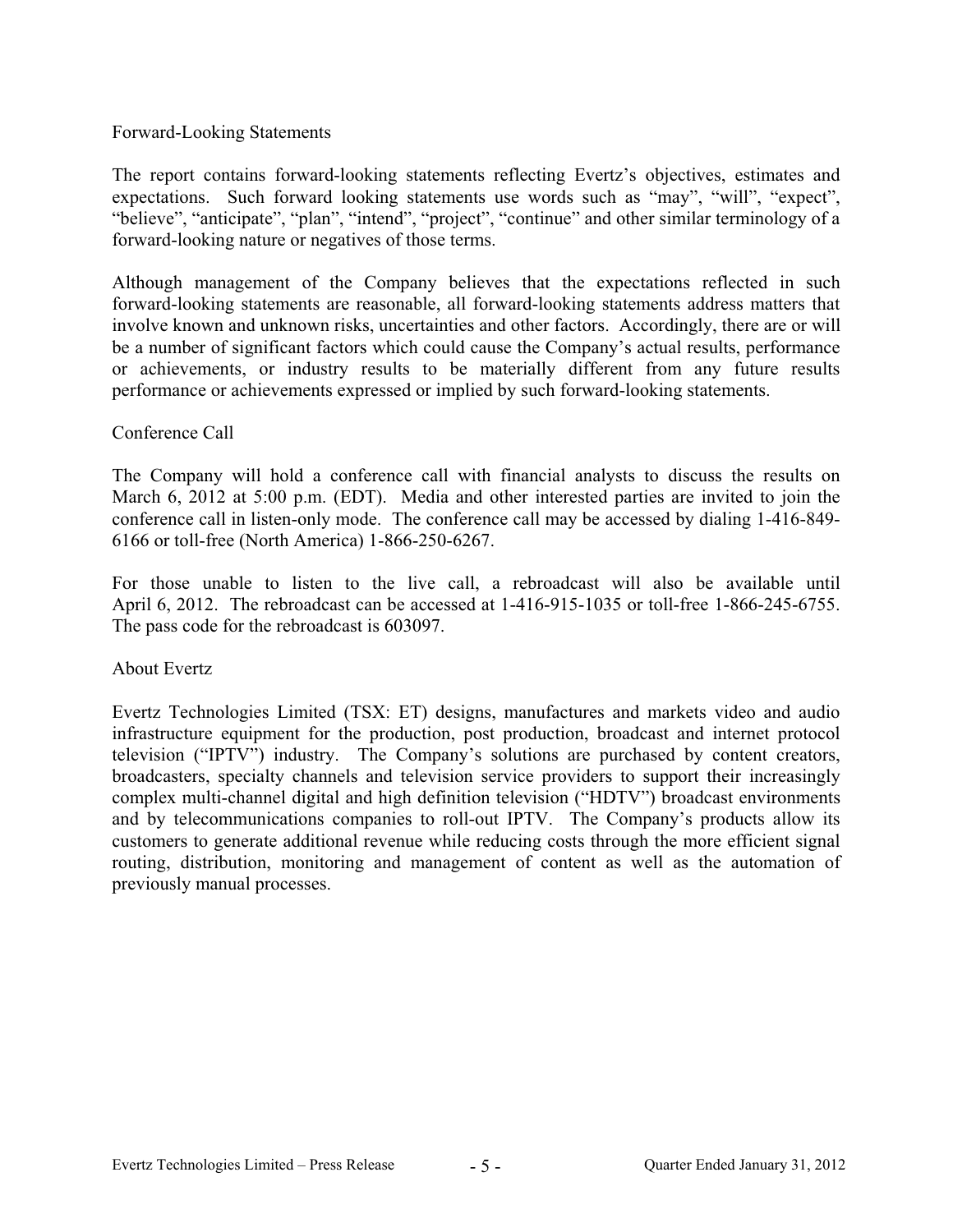## Forward-Looking Statements

The report contains forward-looking statements reflecting Evertz's objectives, estimates and expectations. Such forward looking statements use words such as "may", "will", "expect", "believe", "anticipate", "plan", "intend", "project", "continue" and other similar terminology of a forward-looking nature or negatives of those terms.

Although management of the Company believes that the expectations reflected in such forward-looking statements are reasonable, all forward-looking statements address matters that involve known and unknown risks, uncertainties and other factors. Accordingly, there are or will be a number of significant factors which could cause the Company's actual results, performance or achievements, or industry results to be materially different from any future results performance or achievements expressed or implied by such forward-looking statements.

## Conference Call

The Company will hold a conference call with financial analysts to discuss the results on March 6, 2012 at 5:00 p.m. (EDT). Media and other interested parties are invited to join the conference call in listen-only mode. The conference call may be accessed by dialing 1-416-849-6166 or toll-free (North America) 1-866-250-6267.

For those unable to listen to the live call, a rebroadcast will also be available until April 6, 2012. The rebroadcast can be accessed at 1-416-915-1035 or toll-free 1-866-245-6755. The pass code for the rebroadcast is 603097.

## About Evertz

Evertz Technologies Limited (TSX: ET) designs, manufactures and markets video and audio infrastructure equipment for the production, post production, broadcast and internet protocol television ("IPTV") industry. The Company's solutions are purchased by content creators, broadcasters, specialty channels and television service providers to support their increasingly complex multi-channel digital and high definition television ("HDTV") broadcast environments and by telecommunications companies to roll-out IPTV. The Company's products allow its customers to generate additional revenue while reducing costs through the more efficient signal routing, distribution, monitoring and management of content as well as the automation of previously manual processes.